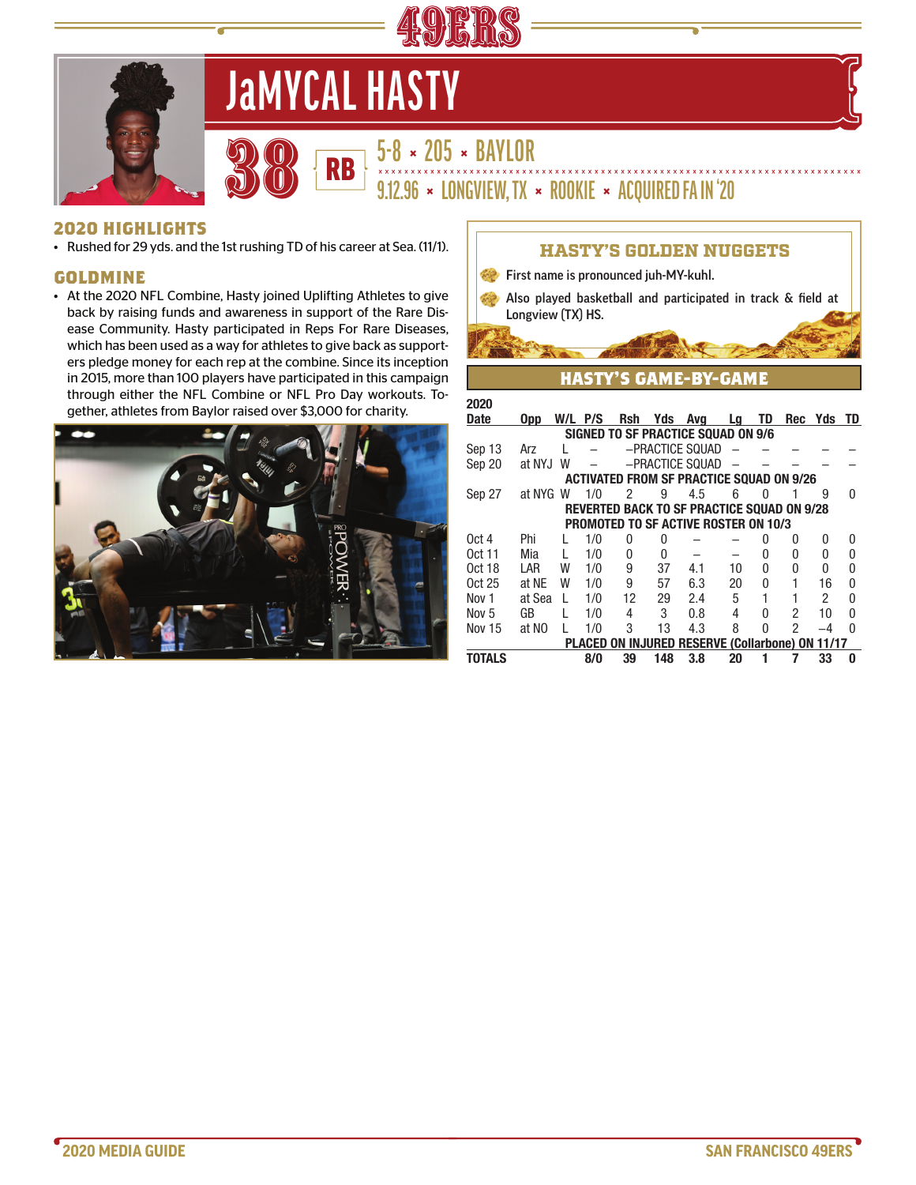# JaMYCAL HASTY

**38** | **RB** | 5-8 × 205 × BAYLOR

9.12.96 × LONGVIEW, TX × ROOKIE × ACQUIRED FA IN '20

## 2020 HIGHLIGHTS

- Rushed for 29 yds. and the 1st rushing TD of his career at Sea. (11/1).

## GOLDMINE

- At the 2020 NFL Combine, Hasty joined Uplifting Athletes to give back by raising funds and awareness in support of the Rare Disease Community. Hasty participated in Reps For Rare Diseases, which has been used as a way for athletes to give back as supporters pledge money for each rep at the combine. Since its inception in 2015, more than 100 players have participated in this campaign through either the NFL Combine or NFL Pro Day workouts. Together, athletes from Baylor raised over $3,000 for charity.

## HASTY'S GOLDEN NUGGETS

- First name is pronounced juh-MY-kuhl.
- Also played basketball and participated in track & field at Longview (TX) HS.

## HASTY'S GAME-BY-GAME

**2020**

| Date | Opp | W/L | P/S | Rsh | Yds | Avg | Lg | TD | Rec | Yds | TD |
|---|---|---|---|---|---|---|---|---|---|---|---|
| | | | SIGNED TO SF PRACTICE SQUAD ON 9/6 | | | | | | | | |
| Sep 13 | Arz | L | – | –PRACTICE SQUAD | | | – | – | – | – | – |
| Sep 20 | at NYJ | W | – | –PRACTICE SQUAD | | | – | – | – | – | – |
| | | | ACTIVATED FROM SF PRACTICE SQUAD ON 9/26 | | | | | | | | |
| Sep 27 | at NYG | W | 1/0 | 2 | 9 | 4.5 | 6 | 0 | 1 | 9 | 0 |
| | | | REVERTED BACK TO SF PRACTICE SQUAD ON 9/28 | | | | | | | | |
| | | | PROMOTED TO SF ACTIVE ROSTER ON 10/3 | | | | | | | | |
| Oct 4 | Phi | L | 1/0 | 0 | 0 | – | – | 0 | 0 | 0 | 0 |
| Oct 11 | Mia | L | 1/0 | 0 | 0 | – | – | 0 | 0 | 0 | 0 |
| Oct 18 | LAR | W | 1/0 | 9 | 37 | 4.1 | 10 | 0 | 0 | 0 | 0 |
| Oct 25 | at NE | W | 1/0 | 9 | 57 | 6.3 | 20 | 0 | 1 | 16 | 0 |
| Nov 1 | at Sea | L | 1/0 | 12 | 29 | 2.4 | 5 | 1 | 1 | 2 | 0 |
| Nov 5 | GB | L | 1/0 | 4 | 3 | 0.8 | 4 | 0 | 2 | 10 | 0 |
| Nov 15 | at NO | L | 1/0 | 3 | 13 | 4.3 | 8 | 0 | 2 | –4 | 0 |
| | | | PLACED ON INJURED RESERVE (Collarbone) ON 11/17 | | | | | | | | |
| **TOTALS** | | | **8/0** | **39** | **148** | **3.8** | **20** | **1** | **7** | **33** | **0** |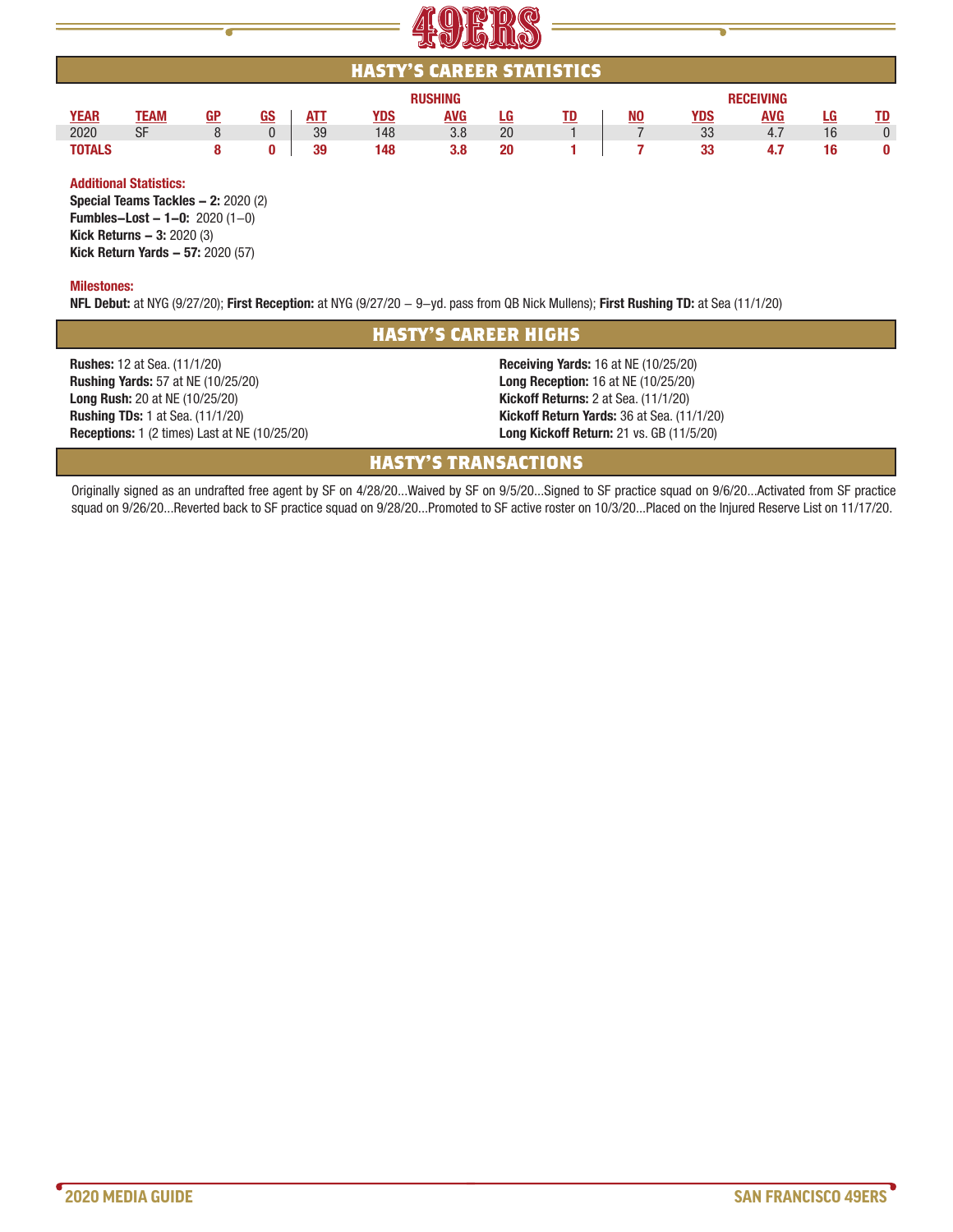## HASTY'S CAREER STATISTICS

| | | | | RUSHING | | | | | RECEIVING | | | | |
|---|---|---|---|---|---|---|---|---|---|---|---|---|---|
| YEAR | TEAM | GP | GS | ATT | YDS | AVG | LG | TD | NO | YDS | AVG | LG | TD |
| 2020 | SF | 8 | 0 | 39 | 148 | 3.8 | 20 | 1 | 7 | 33 | 4.7 | 16 | 0 |
| **TOTALS** | | **8** | **0** | **39** | **148** | **3.8** | **20** | **1** | **7** | **33** | **4.7** | **16** | **0** |

**Additional Statistics:**
**Special Teams Tackles – 2:** 2020 (2)
**Fumbles–Lost – 1–0:** 2020 (1–0)
**Kick Returns – 3:** 2020 (3)
**Kick Return Yards – 57:** 2020 (57)

**Milestones:**
**NFL Debut:** at NYG (9/27/20); **First Reception:** at NYG (9/27/20 – 9–yd. pass from QB Nick Mullens); **First Rushing TD:** at Sea (11/1/20)

## HASTY'S CAREER HIGHS

**Rushes:** 12 at Sea. (11/1/20)
**Rushing Yards:** 57 at NE (10/25/20)
**Long Rush:** 20 at NE (10/25/20)
**Rushing TDs:** 1 at Sea. (11/1/20)
**Receptions:** 1 (2 times) Last at NE (10/25/20)
**Receiving Yards:** 16 at NE (10/25/20)
**Long Reception:** 16 at NE (10/25/20)
**Kickoff Returns:** 2 at Sea. (11/1/20)
**Kickoff Return Yards:** 36 at Sea. (11/1/20)
**Long Kickoff Return:** 21 vs. GB (11/5/20)

## HASTY'S TRANSACTIONS

Originally signed as an undrafted free agent by SF on 4/28/20...Waived by SF on 9/5/20...Signed to SF practice squad on 9/6/20...Activated from SF practice squad on 9/26/20...Reverted back to SF practice squad on 9/28/20...Promoted to SF active roster on 10/3/20...Placed on the Injured Reserve List on 11/17/20.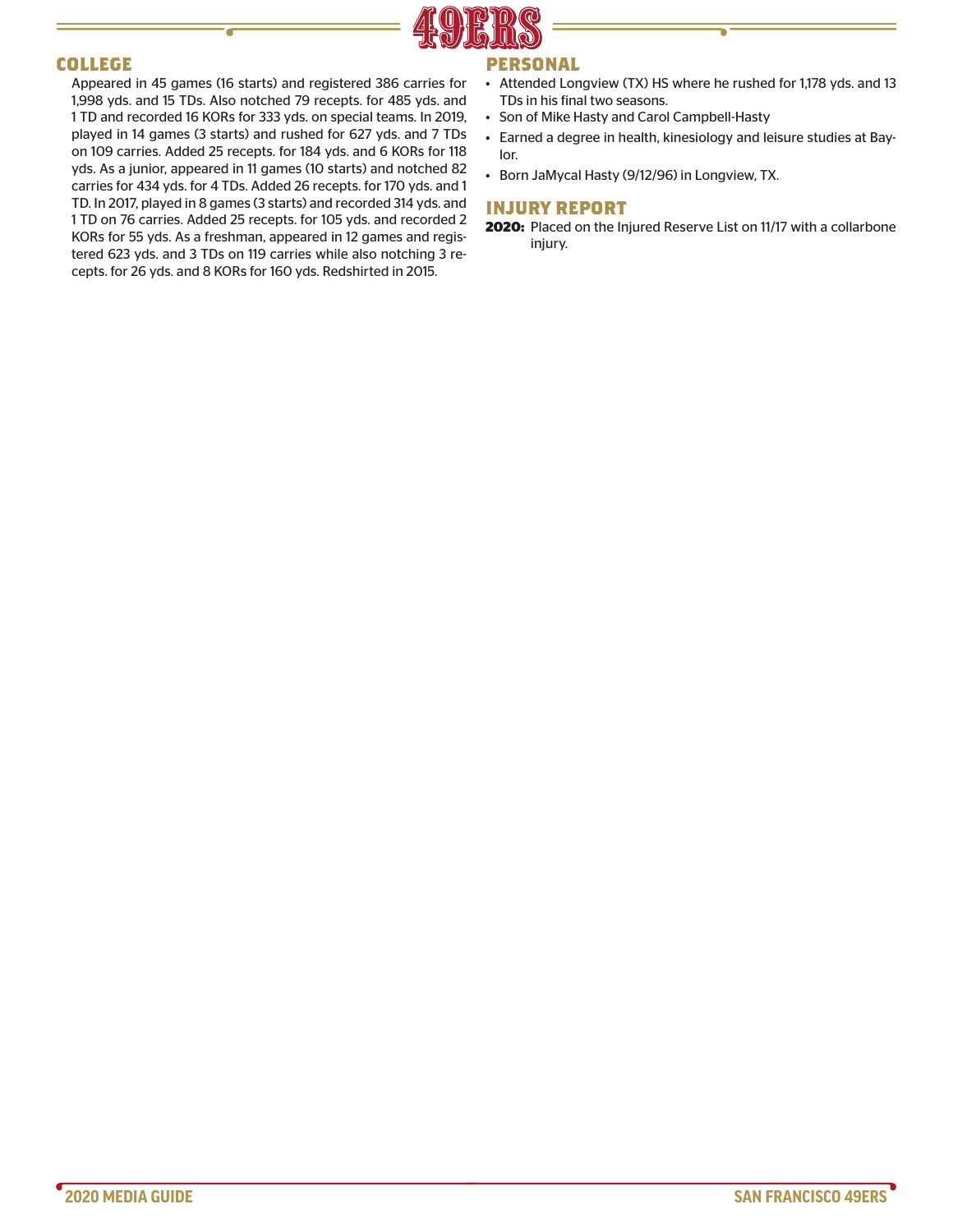## COLLEGE

Appeared in 45 games (16 starts) and registered 386 carries for 1,998 yds. and 15 TDs. Also notched 79 recepts. for 485 yds. and 1 TD and recorded 16 KORs for 333 yds. on special teams. In 2019, played in 14 games (3 starts) and rushed for 627 yds. and 7 TDs on 109 carries. Added 25 recepts. for 184 yds. and 6 KORs for 118 yds. As a junior, appeared in 11 games (10 starts) and notched 82 carries for 434 yds. for 4 TDs. Added 26 recepts. for 170 yds. and 1 TD. In 2017, played in 8 games (3 starts) and recorded 314 yds. and 1 TD on 76 carries. Added 25 recepts. for 105 yds. and recorded 2 KORs for 55 yds. As a freshman, appeared in 12 games and registered 623 yds. and 3 TDs on 119 carries while also notching 3 recepts. for 26 yds. and 8 KORs for 160 yds. Redshirted in 2015.

## PERSONAL

- Attended Longview (TX) HS where he rushed for 1,178 yds. and 13 TDs in his final two seasons.
- Son of Mike Hasty and Carol Campbell-Hasty
- Earned a degree in health, kinesiology and leisure studies at Baylor.
- Born JaMycal Hasty (9/12/96) in Longview, TX.

## INJURY REPORT

**2020:** Placed on the Injured Reserve List on 11/17 with a collarbone injury.